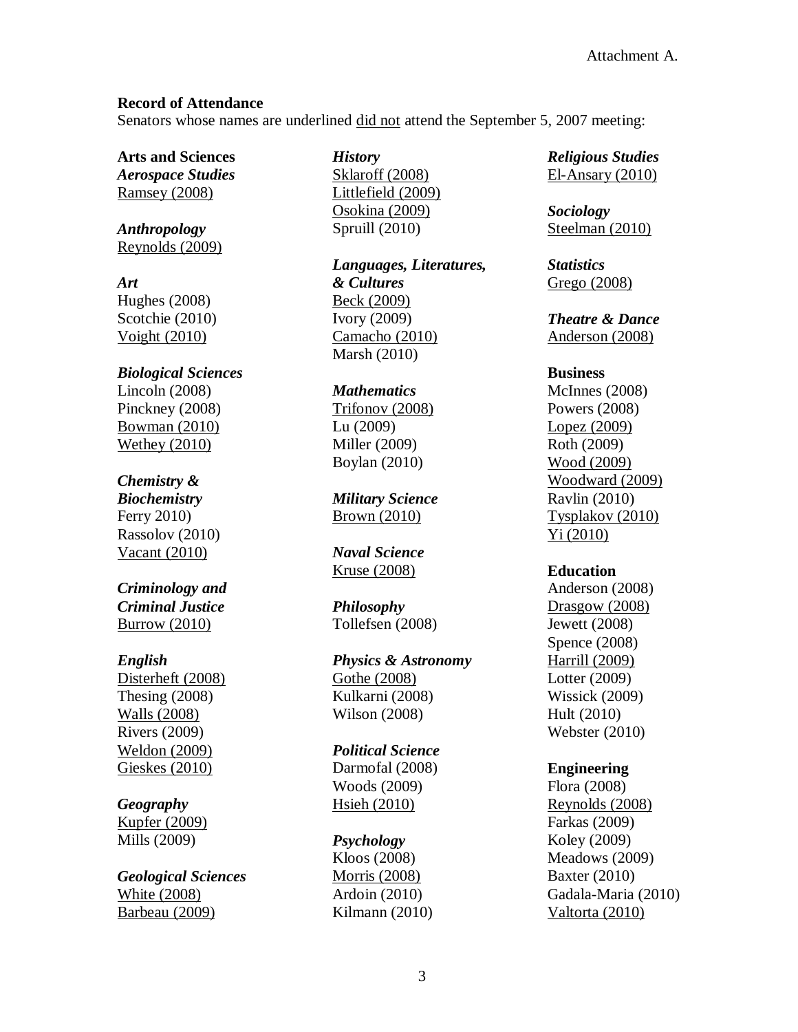Attachment A.

**Record of Attendance**

Senators whose names are underlined <u>did not</u> attend the September 5, 2007 meeting:

**Arts and Sciences**

***Aerospace Studies***

<u>Ramsey (2008)</u>

***Anthropology***

<u>Reynolds (2009)</u>

***Art***

Hughes (2008)
Scotchie (2010)
<u>Voight (2010)</u>

***Biological Sciences***

Lincoln (2008)
Pinckney (2008)
<u>Bowman (2010)</u>
<u>Wethey (2010)</u>

***Chemistry & Biochemistry***

Ferry 2010)
Rassolov (2010)
<u>Vacant (2010)</u>

***Criminology and Criminal Justice***

<u>Burrow (2010)</u>

***English***

<u>Disterheft (2008)</u>
Thesing (2008)
<u>Walls (2008)</u>
Rivers (2009)
<u>Weldon (2009)</u>
<u>Gieskes (2010)</u>

***Geography***

<u>Kupfer (2009)</u>
Mills (2009)

***Geological Sciences***

<u>White (2008)</u>
<u>Barbeau (2009)</u>

***History***

<u>Sklaroff (2008)</u>
<u>Littlefield (2009)</u>
<u>Osokina (2009)</u>
Spruill (2010)

***Languages, Literatures, & Cultures***

<u>Beck (2009)</u>
Ivory (2009)
<u>Camacho (2010)</u>
Marsh (2010)

***Mathematics***

<u>Trifonov (2008)</u>
Lu (2009)
Miller (2009)
Boylan (2010)

***Military Science***

<u>Brown (2010)</u>

***Naval Science***

<u>Kruse (2008)</u>

***Philosophy***

Tollefsen (2008)

***Physics & Astronomy***

<u>Gothe (2008)</u>
Kulkarni (2008)
Wilson (2008)

***Political Science***

Darmofal (2008)
Woods (2009)
<u>Hsieh (2010)</u>

***Psychology***

Kloos (2008)
<u>Morris (2008)</u>
Ardoin (2010)
Kilmann (2010)

***Religious Studies***

<u>El-Ansary (2010)</u>

***Sociology***

<u>Steelman (2010)</u>

***Statistics***

<u>Grego (2008)</u>

***Theatre & Dance***

<u>Anderson (2008)</u>

**Business**

McInnes (2008)
Powers (2008)
<u>Lopez (2009)</u>
Roth (2009)
<u>Wood (2009)</u>
<u>Woodward (2009)</u>
Ravlin (2010)
<u>Tysplakov (2010)</u>
<u>Yi (2010)</u>

**Education**

Anderson (2008)
<u>Drasgow (2008)</u>
Jewett (2008)
Spence (2008)
<u>Harrill (2009)</u>
Lotter (2009)
Wissick (2009)
Hult (2010)
Webster (2010)

**Engineering**

Flora (2008)
<u>Reynolds (2008)</u>
Farkas (2009)
Koley (2009)
Meadows (2009)
Baxter (2010)
Gadala-Maria (2010)
<u>Valtorta (2010)</u>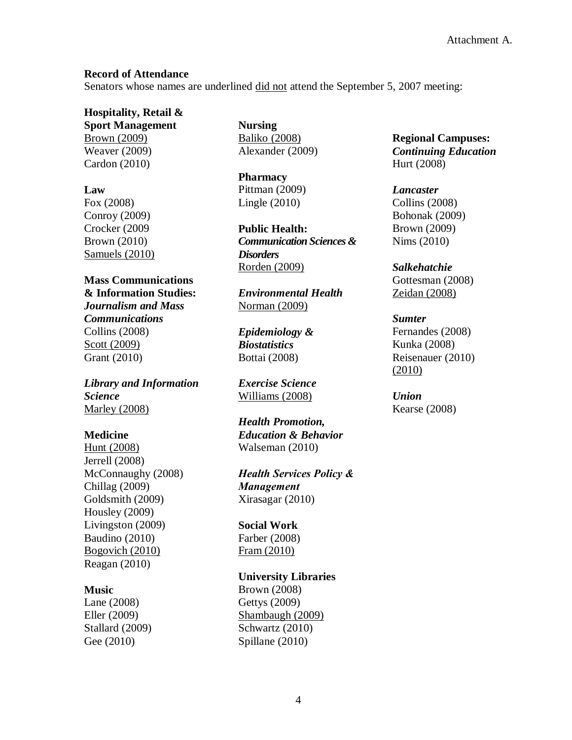Attachment A.

**Record of Attendance**

Senators whose names are underlined <u>did not</u> attend the September 5, 2007 meeting:

**Hospitality, Retail & Sport Management**
<u>Brown (2009)</u>
Weaver (2009)
Cardon (2010)

**Law**
Fox (2008)
Conroy (2009)
Crocker (2009
Brown (2010)
<u>Samuels (2010)</u>

**Mass Communications & Information Studies:**
***Journalism and Mass Communications***
Collins (2008)
<u>Scott (2009)</u>
Grant (2010)

***Library and Information Science***
<u>Marley (2008)</u>

**Medicine**
<u>Hunt (2008)</u>
Jerrell (2008)
McConnaughy (2008)
Chillag (2009)
Goldsmith (2009)
Housley (2009)
Livingston (2009)
Baudino (2010)
<u>Bogovich (2010)</u>
Reagan (2010)

**Music**
Lane (2008)
Eller (2009)
Stallard (2009)
Gee (2010)

**Nursing**
<u>Baliko (2008)</u>
Alexander (2009)

**Pharmacy**
Pittman (2009)
Lingle (2010)

**Public Health:**
***Communication Sciences & Disorders***
<u>Rorden (2009)</u>

***Environmental Health***
<u>Norman (2009)</u>

***Epidemiology & Biostatistics***
Bottai (2008)

***Exercise Science***
<u>Williams (2008)</u>

***Health Promotion, Education & Behavior***
Walseman (2010)

***Health Services Policy & Management***
Xirasagar (2010)

**Social Work**
Farber (2008)
<u>Fram (2010)</u>

**University Libraries**
Brown (2008)
Gettys (2009)
<u>Shambaugh (2009)</u>
Schwartz (2010)
Spillane (2010)

**Regional Campuses:**
***Continuing Education***
Hurt (2008)

***Lancaster***
Collins (2008)
Bohonak (2009)
Brown (2009)
Nims (2010)

***Salkehatchie***
Gottesman (2008)
<u>Zeidan (2008)</u>

***Sumter***
Fernandes (2008)
Kunka (2008)
Reisenauer (2010)
<u>(2010)</u>

***Union***
Kearse (2008)